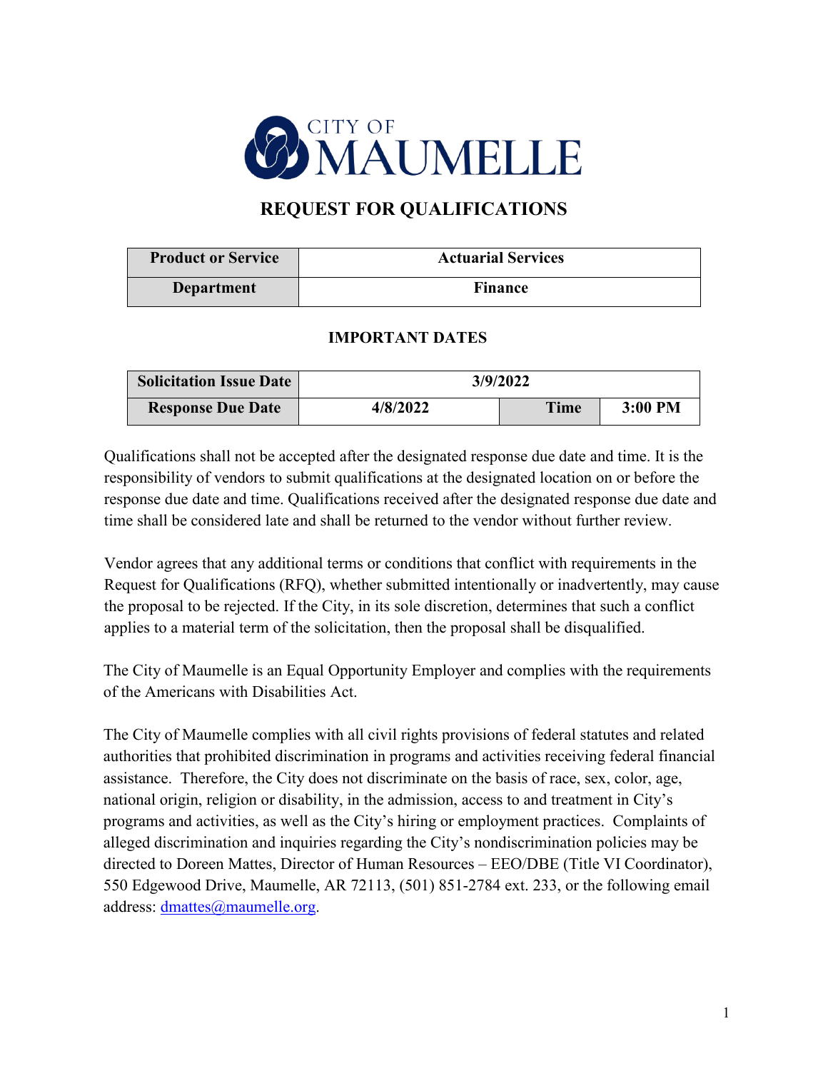CITY OF MAUMELLE

# REQUEST FOR QUALIFICATIONS

| Product or Service | Actuarial Services |
| --- | --- |
| Department | Finance |

### IMPORTANT DATES

| Solicitation Issue Date | 3/9/2022 | | |
| --- | --- | --- | --- |
| Response Due Date | 4/8/2022 | Time | 3:00 PM |

Qualifications shall not be accepted after the designated response due date and time. It is the responsibility of vendors to submit qualifications at the designated location on or before the response due date and time. Qualifications received after the designated response due date and time shall be considered late and shall be returned to the vendor without further review.

Vendor agrees that any additional terms or conditions that conflict with requirements in the Request for Qualifications (RFQ), whether submitted intentionally or inadvertently, may cause the proposal to be rejected. If the City, in its sole discretion, determines that such a conflict applies to a material term of the solicitation, then the proposal shall be disqualified.

The City of Maumelle is an Equal Opportunity Employer and complies with the requirements of the Americans with Disabilities Act.

The City of Maumelle complies with all civil rights provisions of federal statutes and related authorities that prohibited discrimination in programs and activities receiving federal financial assistance. Therefore, the City does not discriminate on the basis of race, sex, color, age, national origin, religion or disability, in the admission, access to and treatment in City's programs and activities, as well as the City's hiring or employment practices. Complaints of alleged discrimination and inquiries regarding the City's nondiscrimination policies may be directed to Doreen Mattes, Director of Human Resources – EEO/DBE (Title VI Coordinator), 550 Edgewood Drive, Maumelle, AR 72113, (501) 851-2784 ext. 233, or the following email address: dmattes@maumelle.org.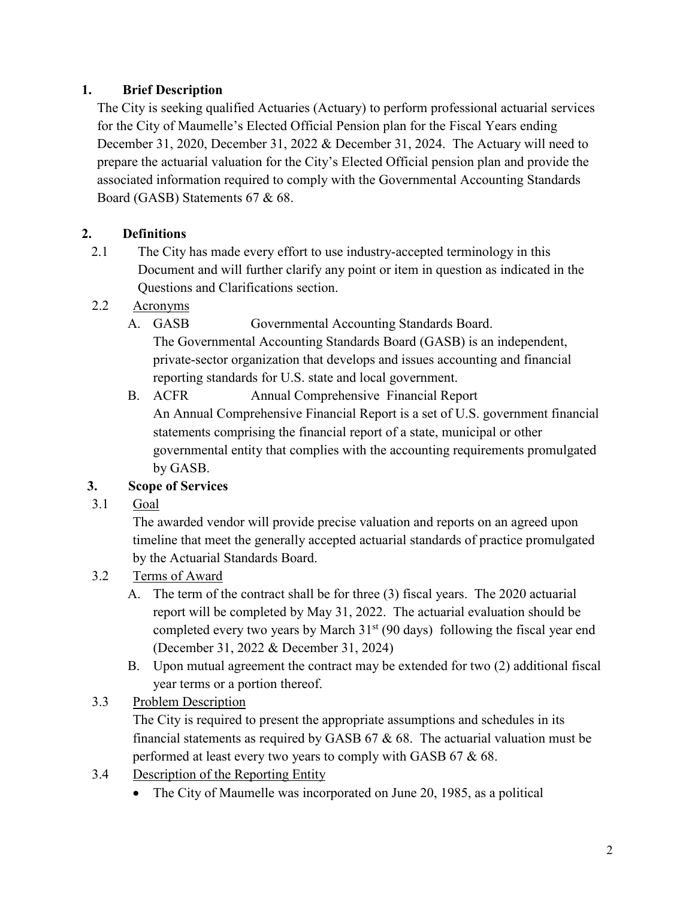## 1. Brief Description

The City is seeking qualified Actuaries (Actuary) to perform professional actuarial services for the City of Maumelle's Elected Official Pension plan for the Fiscal Years ending December 31, 2020, December 31, 2022 & December 31, 2024. The Actuary will need to prepare the actuarial valuation for the City's Elected Official pension plan and provide the associated information required to comply with the Governmental Accounting Standards Board (GASB) Statements 67 & 68.

## 2. Definitions

2.1 The City has made every effort to use industry-accepted terminology in this Document and will further clarify any point or item in question as indicated in the Questions and Clarifications section.

2.2 Acronyms

A. GASB Governmental Accounting Standards Board.
The Governmental Accounting Standards Board (GASB) is an independent, private-sector organization that develops and issues accounting and financial reporting standards for U.S. state and local government.

B. ACFR Annual Comprehensive Financial Report
An Annual Comprehensive Financial Report is a set of U.S. government financial statements comprising the financial report of a state, municipal or other governmental entity that complies with the accounting requirements promulgated by GASB.

## 3. Scope of Services

3.1 Goal

The awarded vendor will provide precise valuation and reports on an agreed upon timeline that meet the generally accepted actuarial standards of practice promulgated by the Actuarial Standards Board.

3.2 Terms of Award

A. The term of the contract shall be for three (3) fiscal years. The 2020 actuarial report will be completed by May 31, 2022. The actuarial evaluation should be completed every two years by March 31st (90 days) following the fiscal year end (December 31, 2022 & December 31, 2024)

B. Upon mutual agreement the contract may be extended for two (2) additional fiscal year terms or a portion thereof.

3.3 Problem Description

The City is required to present the appropriate assumptions and schedules in its financial statements as required by GASB 67 & 68. The actuarial valuation must be performed at least every two years to comply with GASB 67 & 68.

3.4 Description of the Reporting Entity

- The City of Maumelle was incorporated on June 20, 1985, as a political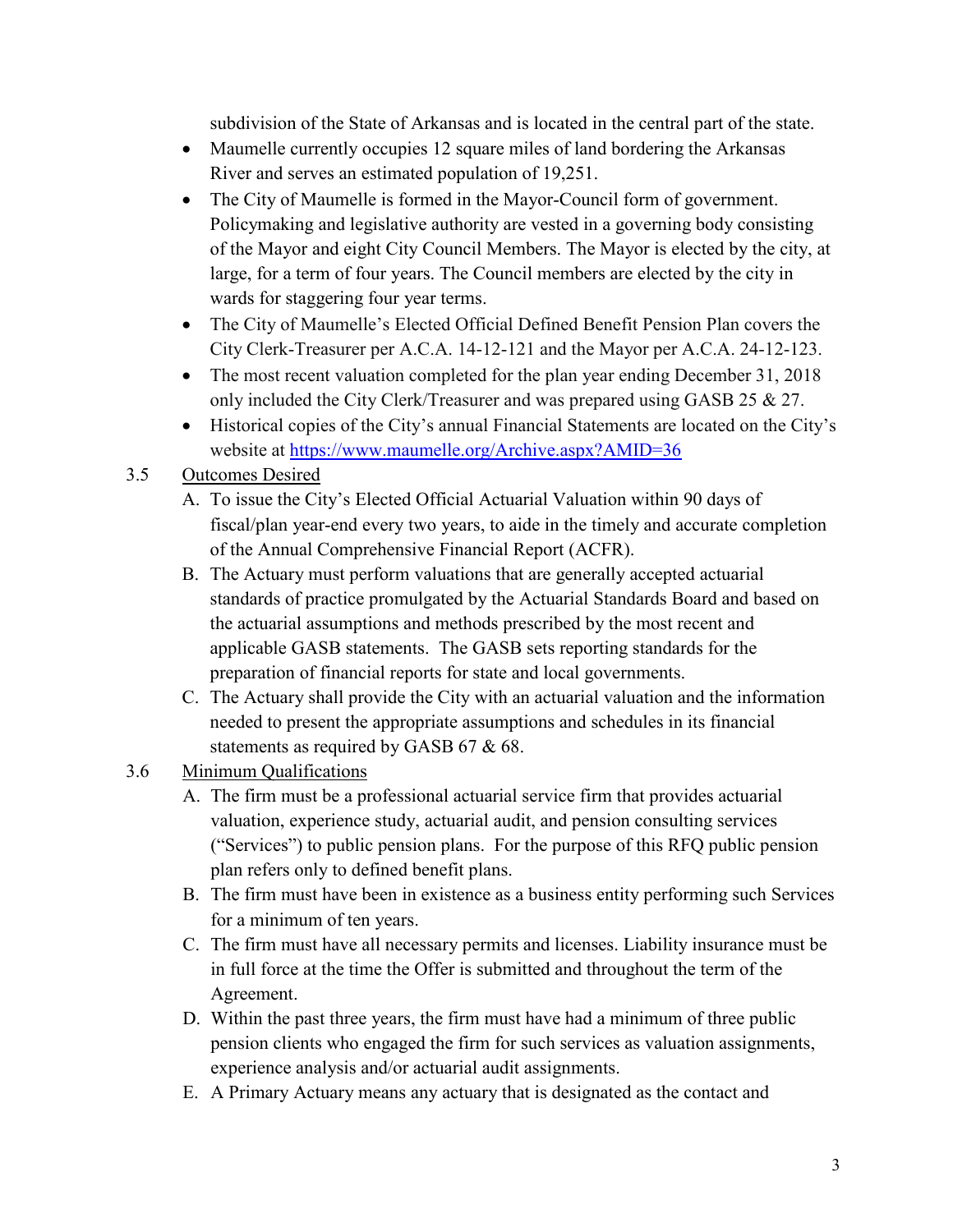subdivision of the State of Arkansas and is located in the central part of the state.

- Maumelle currently occupies 12 square miles of land bordering the Arkansas River and serves an estimated population of 19,251.
- The City of Maumelle is formed in the Mayor-Council form of government. Policymaking and legislative authority are vested in a governing body consisting of the Mayor and eight City Council Members. The Mayor is elected by the city, at large, for a term of four years. The Council members are elected by the city in wards for staggering four year terms.
- The City of Maumelle's Elected Official Defined Benefit Pension Plan covers the City Clerk-Treasurer per A.C.A. 14-12-121 and the Mayor per A.C.A. 24-12-123.
- The most recent valuation completed for the plan year ending December 31, 2018 only included the City Clerk/Treasurer and was prepared using GASB 25 & 27.
- Historical copies of the City's annual Financial Statements are located on the City's website at [https://www.maumelle.org/Archive.aspx?AMID=36](https://www.maumelle.org/Archive.aspx?AMID=36)

3.5 Outcomes Desired

A. To issue the City's Elected Official Actuarial Valuation within 90 days of fiscal/plan year-end every two years, to aide in the timely and accurate completion of the Annual Comprehensive Financial Report (ACFR).

B. The Actuary must perform valuations that are generally accepted actuarial standards of practice promulgated by the Actuarial Standards Board and based on the actuarial assumptions and methods prescribed by the most recent and applicable GASB statements. The GASB sets reporting standards for the preparation of financial reports for state and local governments.

C. The Actuary shall provide the City with an actuarial valuation and the information needed to present the appropriate assumptions and schedules in its financial statements as required by GASB 67 & 68.

3.6 Minimum Qualifications

A. The firm must be a professional actuarial service firm that provides actuarial valuation, experience study, actuarial audit, and pension consulting services ("Services") to public pension plans. For the purpose of this RFQ public pension plan refers only to defined benefit plans.

B. The firm must have been in existence as a business entity performing such Services for a minimum of ten years.

C. The firm must have all necessary permits and licenses. Liability insurance must be in full force at the time the Offer is submitted and throughout the term of the Agreement.

D. Within the past three years, the firm must have had a minimum of three public pension clients who engaged the firm for such services as valuation assignments, experience analysis and/or actuarial audit assignments.

E. A Primary Actuary means any actuary that is designated as the contact and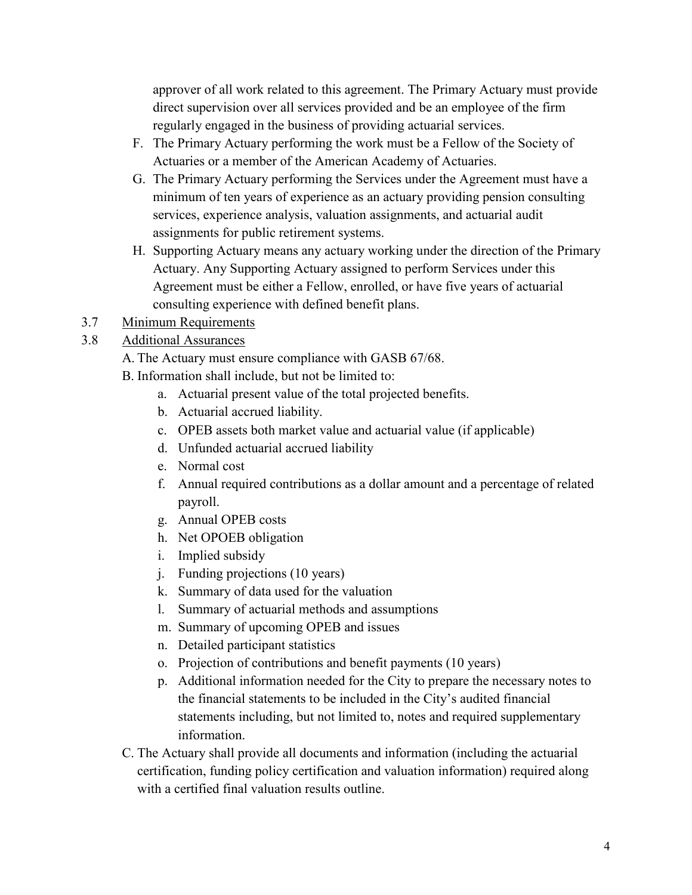approver of all work related to this agreement. The Primary Actuary must provide direct supervision over all services provided and be an employee of the firm regularly engaged in the business of providing actuarial services.

F. The Primary Actuary performing the work must be a Fellow of the Society of Actuaries or a member of the American Academy of Actuaries.

G. The Primary Actuary performing the Services under the Agreement must have a minimum of ten years of experience as an actuary providing pension consulting services, experience analysis, valuation assignments, and actuarial audit assignments for public retirement systems.

H. Supporting Actuary means any actuary working under the direction of the Primary Actuary. Any Supporting Actuary assigned to perform Services under this Agreement must be either a Fellow, enrolled, or have five years of actuarial consulting experience with defined benefit plans.

3.7 <u>Minimum Requirements</u>

3.8 <u>Additional Assurances</u>

A. The Actuary must ensure compliance with GASB 67/68.

B. Information shall include, but not be limited to:

a. Actuarial present value of the total projected benefits.
b. Actuarial accrued liability.
c. OPEB assets both market value and actuarial value (if applicable)
d. Unfunded actuarial accrued liability
e. Normal cost
f. Annual required contributions as a dollar amount and a percentage of related payroll.
g. Annual OPEB costs
h. Net OPOEB obligation
i. Implied subsidy
j. Funding projections (10 years)
k. Summary of data used for the valuation
l. Summary of actuarial methods and assumptions
m. Summary of upcoming OPEB and issues
n. Detailed participant statistics
o. Projection of contributions and benefit payments (10 years)
p. Additional information needed for the City to prepare the necessary notes to the financial statements to be included in the City's audited financial statements including, but not limited to, notes and required supplementary information.

C. The Actuary shall provide all documents and information (including the actuarial certification, funding policy certification and valuation information) required along with a certified final valuation results outline.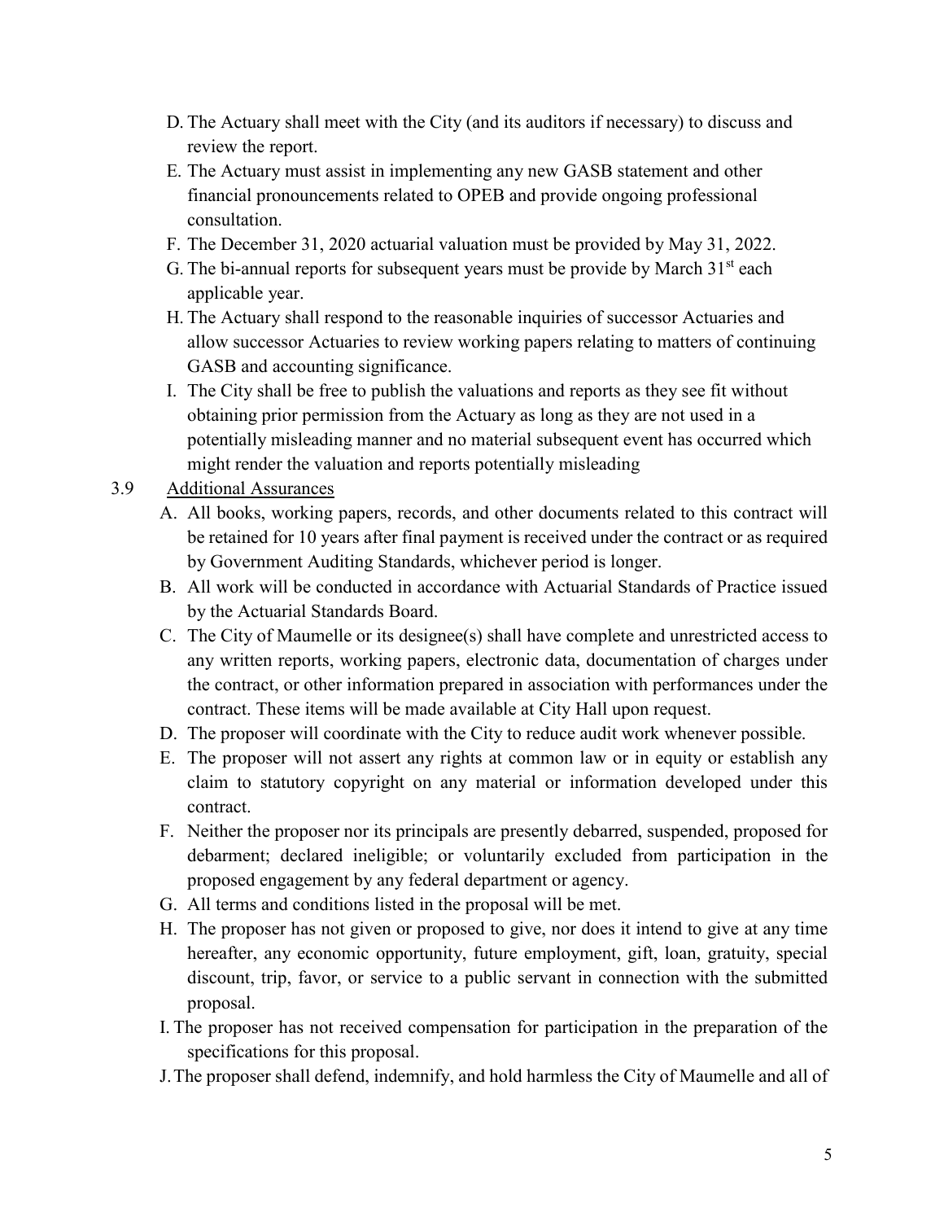D. The Actuary shall meet with the City (and its auditors if necessary) to discuss and review the report.

E. The Actuary must assist in implementing any new GASB statement and other financial pronouncements related to OPEB and provide ongoing professional consultation.

F. The December 31, 2020 actuarial valuation must be provided by May 31, 2022.

G. The bi-annual reports for subsequent years must be provide by March 31st each applicable year.

H. The Actuary shall respond to the reasonable inquiries of successor Actuaries and allow successor Actuaries to review working papers relating to matters of continuing GASB and accounting significance.

I. The City shall be free to publish the valuations and reports as they see fit without obtaining prior permission from the Actuary as long as they are not used in a potentially misleading manner and no material subsequent event has occurred which might render the valuation and reports potentially misleading

3.9 Additional Assurances

A. All books, working papers, records, and other documents related to this contract will be retained for 10 years after final payment is received under the contract or as required by Government Auditing Standards, whichever period is longer.

B. All work will be conducted in accordance with Actuarial Standards of Practice issued by the Actuarial Standards Board.

C. The City of Maumelle or its designee(s) shall have complete and unrestricted access to any written reports, working papers, electronic data, documentation of charges under the contract, or other information prepared in association with performances under the contract. These items will be made available at City Hall upon request.

D. The proposer will coordinate with the City to reduce audit work whenever possible.

E. The proposer will not assert any rights at common law or in equity or establish any claim to statutory copyright on any material or information developed under this contract.

F. Neither the proposer nor its principals are presently debarred, suspended, proposed for debarment; declared ineligible; or voluntarily excluded from participation in the proposed engagement by any federal department or agency.

G. All terms and conditions listed in the proposal will be met.

H. The proposer has not given or proposed to give, nor does it intend to give at any time hereafter, any economic opportunity, future employment, gift, loan, gratuity, special discount, trip, favor, or service to a public servant in connection with the submitted proposal.

I. The proposer has not received compensation for participation in the preparation of the specifications for this proposal.

J. The proposer shall defend, indemnify, and hold harmless the City of Maumelle and all of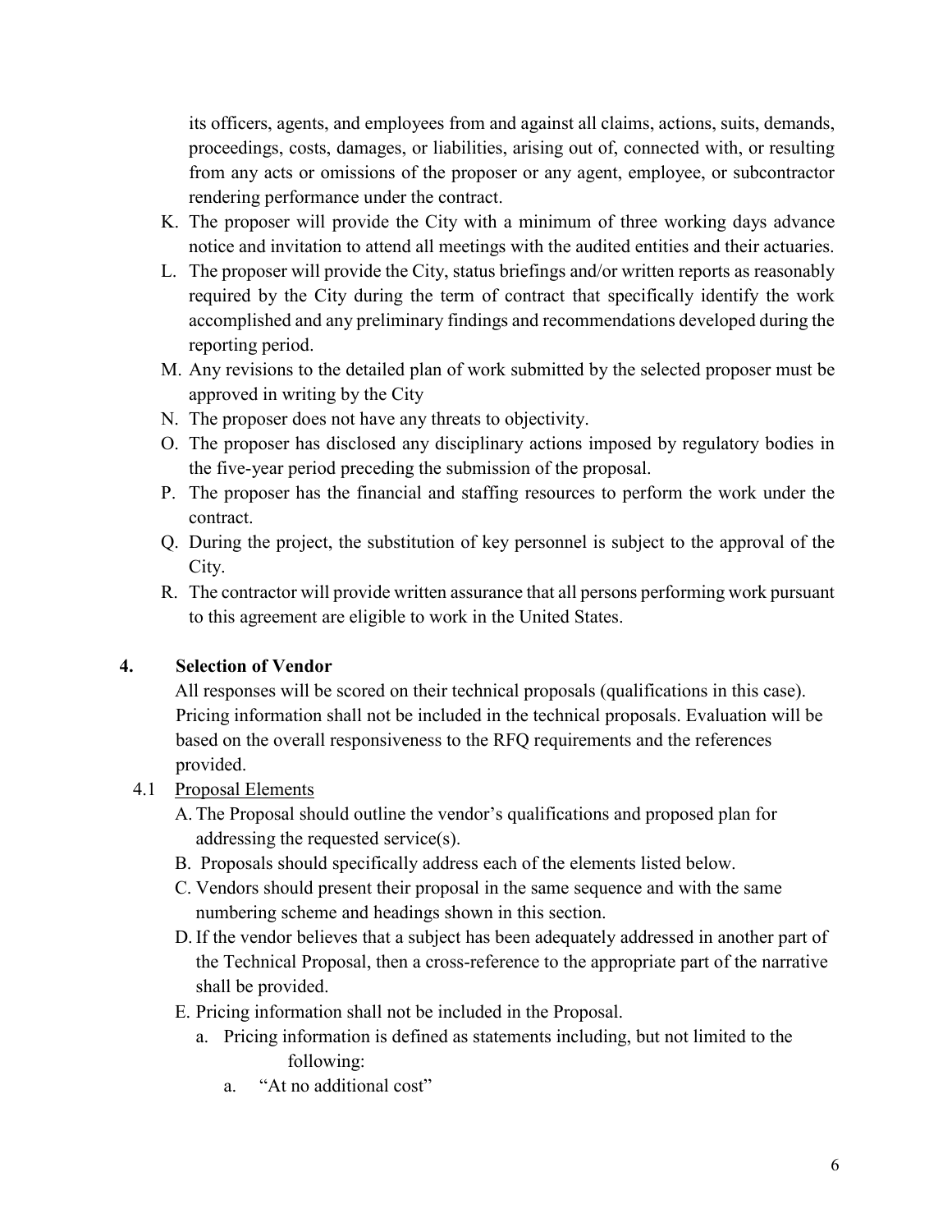its officers, agents, and employees from and against all claims, actions, suits, demands, proceedings, costs, damages, or liabilities, arising out of, connected with, or resulting from any acts or omissions of the proposer or any agent, employee, or subcontractor rendering performance under the contract.

K. The proposer will provide the City with a minimum of three working days advance notice and invitation to attend all meetings with the audited entities and their actuaries.
L. The proposer will provide the City, status briefings and/or written reports as reasonably required by the City during the term of contract that specifically identify the work accomplished and any preliminary findings and recommendations developed during the reporting period.
M. Any revisions to the detailed plan of work submitted by the selected proposer must be approved in writing by the City
N. The proposer does not have any threats to objectivity.
O. The proposer has disclosed any disciplinary actions imposed by regulatory bodies in the five-year period preceding the submission of the proposal.
P. The proposer has the financial and staffing resources to perform the work under the contract.
Q. During the project, the substitution of key personnel is subject to the approval of the City.
R. The contractor will provide written assurance that all persons performing work pursuant to this agreement are eligible to work in the United States.

## 4. Selection of Vendor

All responses will be scored on their technical proposals (qualifications in this case). Pricing information shall not be included in the technical proposals. Evaluation will be based on the overall responsiveness to the RFQ requirements and the references provided.

### 4.1 Proposal Elements

A. The Proposal should outline the vendor's qualifications and proposed plan for addressing the requested service(s).
B. Proposals should specifically address each of the elements listed below.
C. Vendors should present their proposal in the same sequence and with the same numbering scheme and headings shown in this section.
D. If the vendor believes that a subject has been adequately addressed in another part of the Technical Proposal, then a cross-reference to the appropriate part of the narrative shall be provided.
E. Pricing information shall not be included in the Proposal.
   a. Pricing information is defined as statements including, but not limited to the following:
      a. "At no additional cost"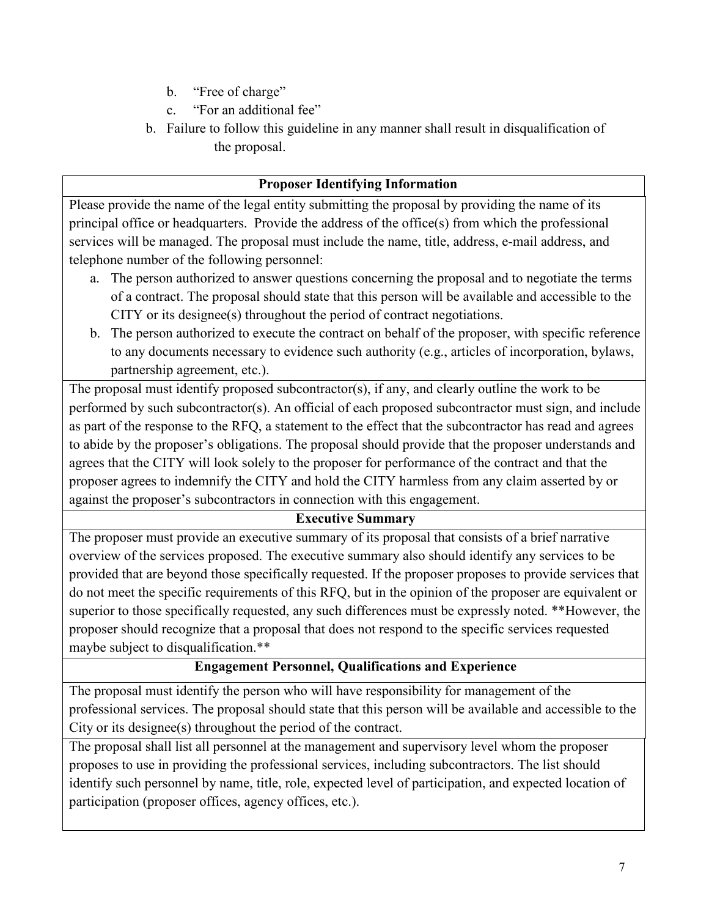b. "Free of charge"

c. "For an additional fee"

b. Failure to follow this guideline in any manner shall result in disqualification of the proposal.

### Proposer Identifying Information

Please provide the name of the legal entity submitting the proposal by providing the name of its principal office or headquarters. Provide the address of the office(s) from which the professional services will be managed. The proposal must include the name, title, address, e-mail address, and telephone number of the following personnel:

a. The person authorized to answer questions concerning the proposal and to negotiate the terms of a contract. The proposal should state that this person will be available and accessible to the CITY or its designee(s) throughout the period of contract negotiations.
b. The person authorized to execute the contract on behalf of the proposer, with specific reference to any documents necessary to evidence such authority (e.g., articles of incorporation, bylaws, partnership agreement, etc.).

The proposal must identify proposed subcontractor(s), if any, and clearly outline the work to be performed by such subcontractor(s). An official of each proposed subcontractor must sign, and include as part of the response to the RFQ, a statement to the effect that the subcontractor has read and agrees to abide by the proposer's obligations. The proposal should provide that the proposer understands and agrees that the CITY will look solely to the proposer for performance of the contract and that the proposer agrees to indemnify the CITY and hold the CITY harmless from any claim asserted by or against the proposer's subcontractors in connection with this engagement.

### Executive Summary

The proposer must provide an executive summary of its proposal that consists of a brief narrative overview of the services proposed. The executive summary also should identify any services to be provided that are beyond those specifically requested. If the proposer proposes to provide services that do not meet the specific requirements of this RFQ, but in the opinion of the proposer are equivalent or superior to those specifically requested, any such differences must be expressly noted. **However, the proposer should recognize that a proposal that does not respond to the specific services requested maybe subject to disqualification.**

### Engagement Personnel, Qualifications and Experience

The proposal must identify the person who will have responsibility for management of the professional services. The proposal should state that this person will be available and accessible to the City or its designee(s) throughout the period of the contract.

The proposal shall list all personnel at the management and supervisory level whom the proposer proposes to use in providing the professional services, including subcontractors. The list should identify such personnel by name, title, role, expected level of participation, and expected location of participation (proposer offices, agency offices, etc.).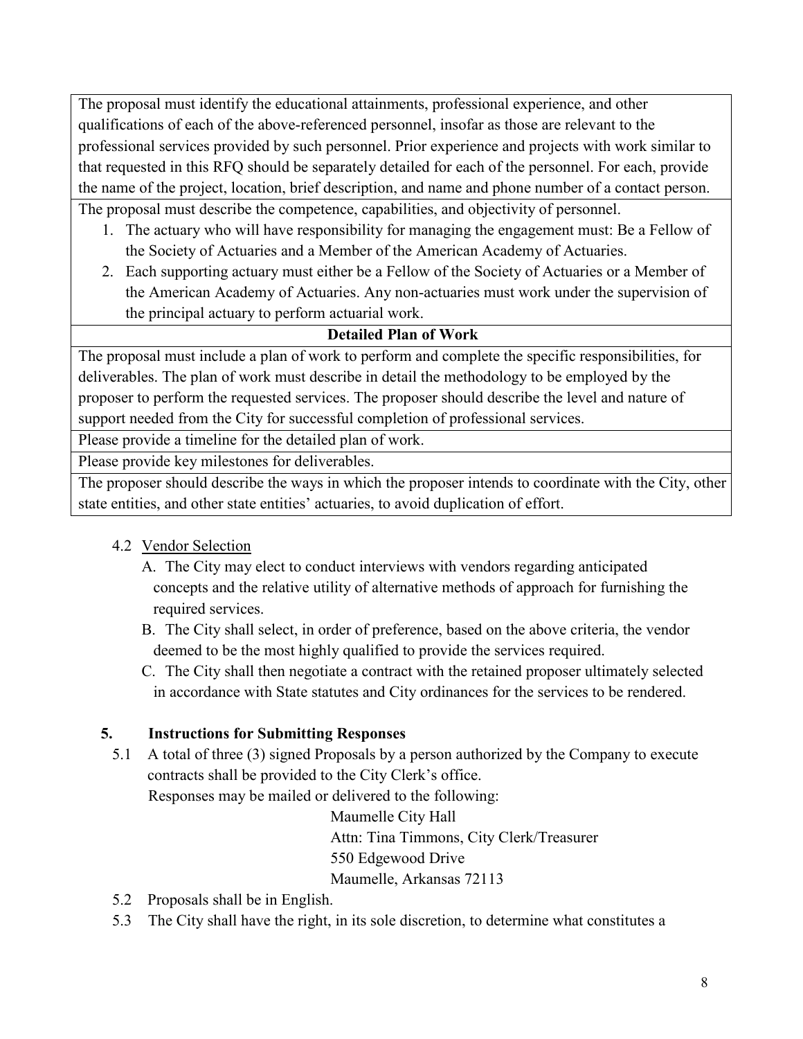| |
|---|
| The proposal must identify the educational attainments, professional experience, and other qualifications of each of the above-referenced personnel, insofar as those are relevant to the professional services provided by such personnel. Prior experience and projects with work similar to that requested in this RFQ should be separately detailed for each of the personnel. For each, provide the name of the project, location, brief description, and name and phone number of a contact person. |
| The proposal must describe the competence, capabilities, and objectivity of personnel.<br>1. The actuary who will have responsibility for managing the engagement must: Be a Fellow of the Society of Actuaries and a Member of the American Academy of Actuaries.<br>2. Each supporting actuary must either be a Fellow of the Society of Actuaries or a Member of the American Academy of Actuaries. Any non-actuaries must work under the supervision of the principal actuary to perform actuarial work. |
| **Detailed Plan of Work** |
| The proposal must include a plan of work to perform and complete the specific responsibilities, for deliverables. The plan of work must describe in detail the methodology to be employed by the proposer to perform the requested services. The proposer should describe the level and nature of support needed from the City for successful completion of professional services. |
| Please provide a timeline for the detailed plan of work. |
| Please provide key milestones for deliverables. |
| The proposer should describe the ways in which the proposer intends to coordinate with the City, other state entities, and other state entities' actuaries, to avoid duplication of effort. |

4.2 Vendor Selection

A. The City may elect to conduct interviews with vendors regarding anticipated concepts and the relative utility of alternative methods of approach for furnishing the required services.

B. The City shall select, in order of preference, based on the above criteria, the vendor deemed to be the most highly qualified to provide the services required.

C. The City shall then negotiate a contract with the retained proposer ultimately selected in accordance with State statutes and City ordinances for the services to be rendered.

## 5. Instructions for Submitting Responses

5.1 A total of three (3) signed Proposals by a person authorized by the Company to execute contracts shall be provided to the City Clerk's office.

Responses may be mailed or delivered to the following:

Maumelle City Hall
Attn: Tina Timmons, City Clerk/Treasurer
550 Edgewood Drive
Maumelle, Arkansas 72113

5.2 Proposals shall be in English.

5.3 The City shall have the right, in its sole discretion, to determine what constitutes a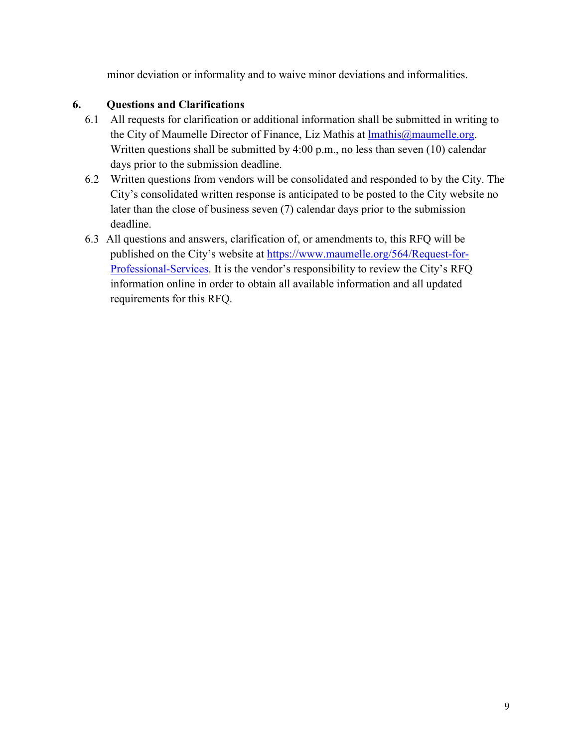minor deviation or informality and to waive minor deviations and informalities.

**6. Questions and Clarifications**

6.1 All requests for clarification or additional information shall be submitted in writing to the City of Maumelle Director of Finance, Liz Mathis at lmathis@maumelle.org. Written questions shall be submitted by 4:00 p.m., no less than seven (10) calendar days prior to the submission deadline.

6.2 Written questions from vendors will be consolidated and responded to by the City. The City's consolidated written response is anticipated to be posted to the City website no later than the close of business seven (7) calendar days prior to the submission deadline.

6.3 All questions and answers, clarification of, or amendments to, this RFQ will be published on the City's website at https://www.maumelle.org/564/Request-for-Professional-Services. It is the vendor's responsibility to review the City's RFQ information online in order to obtain all available information and all updated requirements for this RFQ.